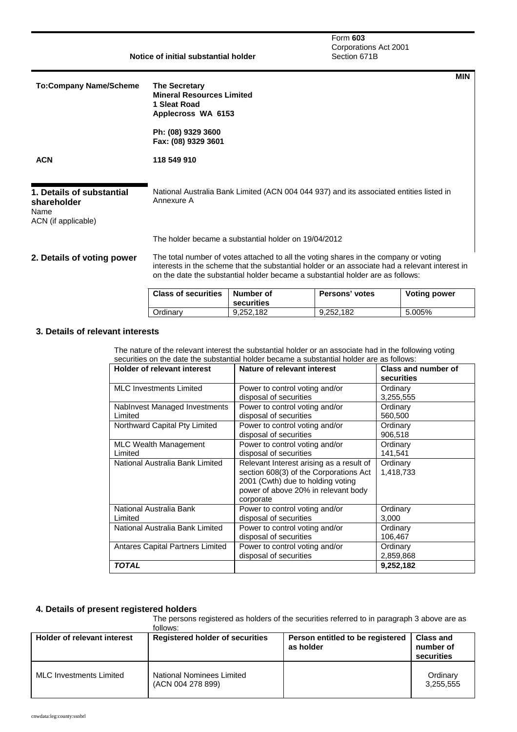Form **603**
Corporations Act 2001
Section 671B

## Notice of initial substantial holder

**MIN**

| | |
|---|---|
| **To:Company Name/Scheme** | **The Secretary**<br>**Mineral Resources Limited**<br>**1 Sleat Road**<br>**Applecross WA 6153**<br><br>**Ph: (08) 9329 3600**<br>**Fax: (08) 9329 3601** |
| **ACN** | **118 549 910** |

### 1. Details of substantial shareholder

Name
ACN (if applicable)

National Australia Bank Limited (ACN 004 044 937) and its associated entities listed in Annexure A

The holder became a substantial holder on 19/04/2012

### 2. Details of voting power

The total number of votes attached to all the voting shares in the company or voting interests in the scheme that the substantial holder or an associate had a relevant interest in on the date the substantial holder became a substantial holder are as follows:

| Class of securities | Number of securities | Persons' votes | Voting power |
|---|---|---|---|
| Ordinary | 9,252,182 | 9,252,182 | 5.005% |

### 3. Details of relevant interests

The nature of the relevant interest the substantial holder or an associate had in the following voting securities on the date the substantial holder became a substantial holder are as follows:

| Holder of relevant interest | Nature of relevant interest | Class and number of securities |
|---|---|---|
| MLC Investments Limited | Power to control voting and/or disposal of securities | Ordinary 3,255,555 |
| NabInvest Managed Investments Limited | Power to control voting and/or disposal of securities | Ordinary 560,500 |
| Northward Capital Pty Limited | Power to control voting and/or disposal of securities | Ordinary 906,518 |
| MLC Wealth Management Limited | Power to control voting and/or disposal of securities | Ordinary 141,541 |
| National Australia Bank Limited | Relevant Interest arising as a result of section 608(3) of the Corporations Act 2001 (Cwth) due to holding voting power of above 20% in relevant body corporate | Ordinary 1,418,733 |
| National Australia Bank Limited | Power to control voting and/or disposal of securities | Ordinary 3,000 |
| National Australia Bank Limited | Power to control voting and/or disposal of securities | Ordinary 106,467 |
| Antares Capital Partners Limited | Power to control voting and/or disposal of securities | Ordinary 2,859,868 |
| ***TOTAL*** | | **9,252,182** |

### 4. Details of present registered holders

The persons registered as holders of the securities referred to in paragraph 3 above are as follows:

| Holder of relevant interest | Registered holder of securities | Person entitled to be registered as holder | Class and number of securities |
|---|---|---|---|
| MLC Investments Limited | National Nominees Limited (ACN 004 278 899) | | Ordinary 3,255,555 |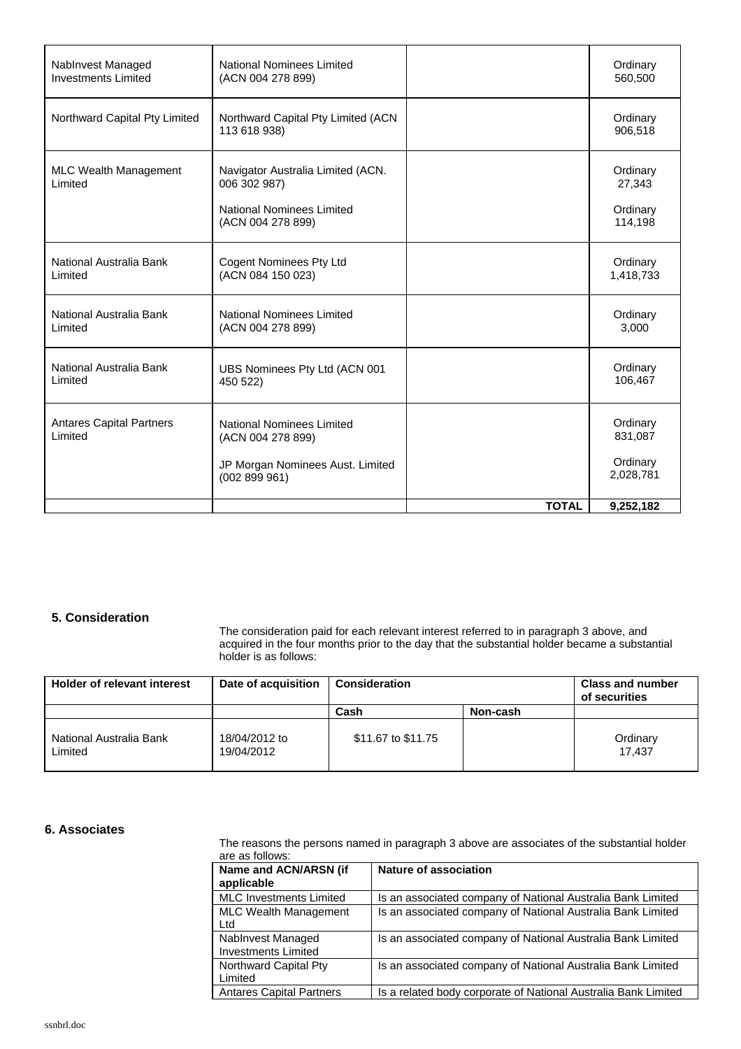| | | | |
|---|---|---|---|
| NabInvest Managed Investments Limited | National Nominees Limited (ACN 004 278 899) | | Ordinary 560,500 |
| Northward Capital Pty Limited | Northward Capital Pty Limited (ACN 113 618 938) | | Ordinary 906,518 |
| MLC Wealth Management Limited | Navigator Australia Limited (ACN. 006 302 987)<br><br>National Nominees Limited (ACN 004 278 899) | | Ordinary 27,343<br><br>Ordinary 114,198 |
| National Australia Bank Limited | Cogent Nominees Pty Ltd (ACN 084 150 023) | | Ordinary 1,418,733 |
| National Australia Bank Limited | National Nominees Limited (ACN 004 278 899) | | Ordinary 3,000 |
| National Australia Bank Limited | UBS Nominees Pty Ltd (ACN 001 450 522) | | Ordinary 106,467 |
| Antares Capital Partners Limited | National Nominees Limited (ACN 004 278 899)<br><br>JP Morgan Nominees Aust. Limited (002 899 961) | | Ordinary 831,087<br><br>Ordinary 2,028,781 |
| | | **TOTAL** | **9,252,182** |

### 5. Consideration

The consideration paid for each relevant interest referred to in paragraph 3 above, and acquired in the four months prior to the day that the substantial holder became a substantial holder is as follows:

| Holder of relevant interest | Date of acquisition | Consideration | | Class and number of securities |
|---|---|---|---|---|
| | | Cash | Non-cash | |
| National Australia Bank Limited | 18/04/2012 to 19/04/2012 | $11.67 to $11.75 | | Ordinary 17,437 |

### 6. Associates

The reasons the persons named in paragraph 3 above are associates of the substantial holder are as follows:

| Name and ACN/ARSN (if applicable | Nature of association |
|---|---|
| MLC Investments Limited | Is an associated company of National Australia Bank Limited |
| MLC Wealth Management Ltd | Is an associated company of National Australia Bank Limited |
| NabInvest Managed Investments Limited | Is an associated company of National Australia Bank Limited |
| Northward Capital Pty Limited | Is an associated company of National Australia Bank Limited |
| Antares Capital Partners | Is a related body corporate of National Australia Bank Limited |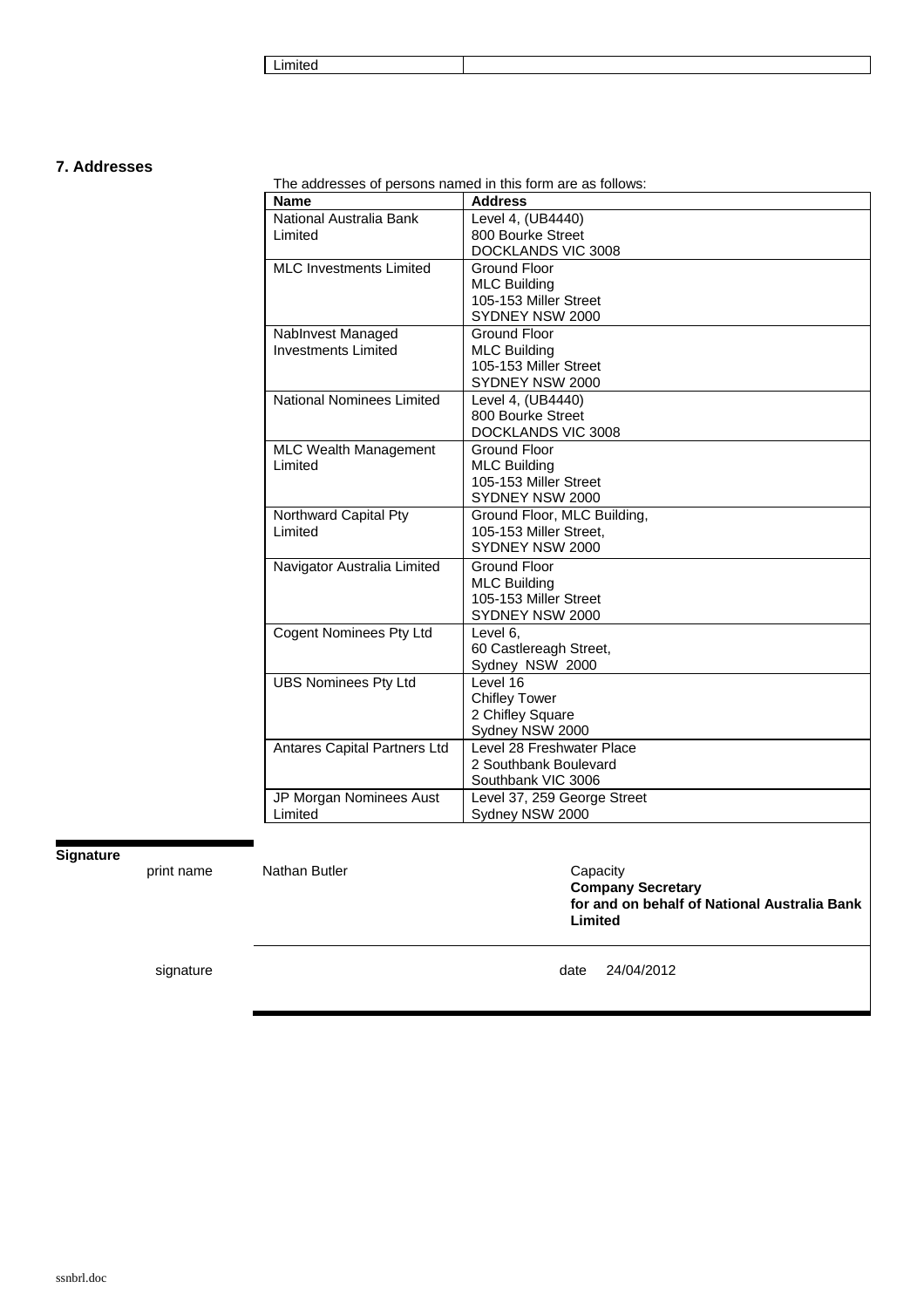| Limited | |
|---|---|

## 7. Addresses

The addresses of persons named in this form are as follows:

| Name | Address |
|---|---|
| National Australia Bank Limited | Level 4, (UB4440)<br>800 Bourke Street<br>DOCKLANDS VIC 3008 |
| MLC Investments Limited | Ground Floor<br>MLC Building<br>105-153 Miller Street<br>SYDNEY NSW 2000 |
| NabInvest Managed Investments Limited | Ground Floor<br>MLC Building<br>105-153 Miller Street<br>SYDNEY NSW 2000 |
| National Nominees Limited | Level 4, (UB4440)<br>800 Bourke Street<br>DOCKLANDS VIC 3008 |
| MLC Wealth Management Limited | Ground Floor<br>MLC Building<br>105-153 Miller Street<br>SYDNEY NSW 2000 |
| Northward Capital Pty Limited | Ground Floor, MLC Building,<br>105-153 Miller Street,<br>SYDNEY NSW 2000 |
| Navigator Australia Limited | Ground Floor<br>MLC Building<br>105-153 Miller Street<br>SYDNEY NSW 2000 |
| Cogent Nominees Pty Ltd | Level 6,<br>60 Castlereagh Street,<br>Sydney NSW 2000 |
| UBS Nominees Pty Ltd | Level 16<br>Chifley Tower<br>2 Chifley Square<br>Sydney NSW 2000 |
| Antares Capital Partners Ltd | Level 28 Freshwater Place<br>2 Southbank Boulevard<br>Southbank VIC 3006 |
| JP Morgan Nominees Aust Limited | Level 37, 259 George Street<br>Sydney NSW 2000 |

## Signature

| | | |
|---|---|---|
| print name | Nathan Butler | Capacity<br>**Company Secretary**<br>**for and on behalf of National Australia Bank Limited** |
| signature | | date 24/04/2012 |

ssnbrl.doc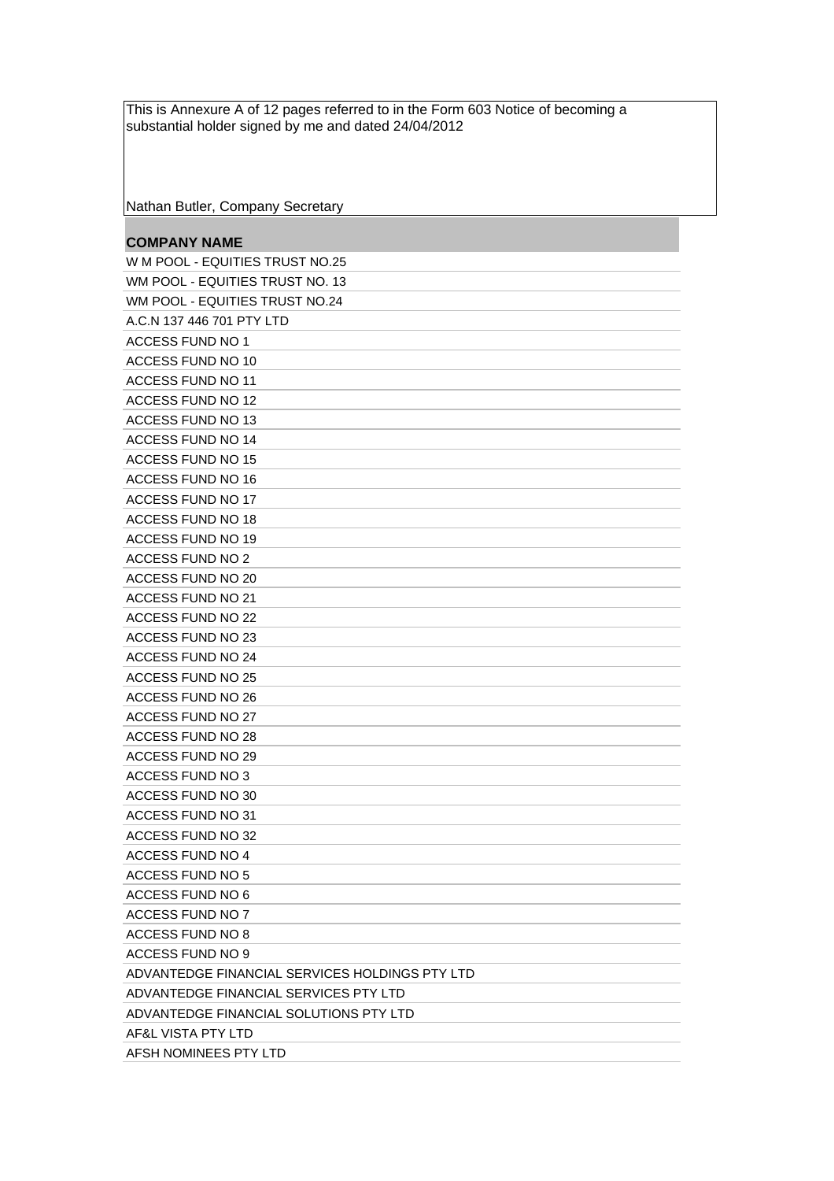This is Annexure A of 12 pages referred to in the Form 603 Notice of becoming a substantial holder signed by me and dated 24/04/2012

Nathan Butler, Company Secretary

| COMPANY NAME |
|---|
| W M POOL - EQUITIES TRUST NO.25 |
| WM POOL - EQUITIES TRUST NO. 13 |
| WM POOL - EQUITIES TRUST NO.24 |
| A.C.N 137 446 701 PTY LTD |
| ACCESS FUND NO 1 |
| ACCESS FUND NO 10 |
| ACCESS FUND NO 11 |
| ACCESS FUND NO 12 |
| ACCESS FUND NO 13 |
| ACCESS FUND NO 14 |
| ACCESS FUND NO 15 |
| ACCESS FUND NO 16 |
| ACCESS FUND NO 17 |
| ACCESS FUND NO 18 |
| ACCESS FUND NO 19 |
| ACCESS FUND NO 2 |
| ACCESS FUND NO 20 |
| ACCESS FUND NO 21 |
| ACCESS FUND NO 22 |
| ACCESS FUND NO 23 |
| ACCESS FUND NO 24 |
| ACCESS FUND NO 25 |
| ACCESS FUND NO 26 |
| ACCESS FUND NO 27 |
| ACCESS FUND NO 28 |
| ACCESS FUND NO 29 |
| ACCESS FUND NO 3 |
| ACCESS FUND NO 30 |
| ACCESS FUND NO 31 |
| ACCESS FUND NO 32 |
| ACCESS FUND NO 4 |
| ACCESS FUND NO 5 |
| ACCESS FUND NO 6 |
| ACCESS FUND NO 7 |
| ACCESS FUND NO 8 |
| ACCESS FUND NO 9 |
| ADVANTEDGE FINANCIAL SERVICES HOLDINGS PTY LTD |
| ADVANTEDGE FINANCIAL SERVICES PTY LTD |
| ADVANTEDGE FINANCIAL SOLUTIONS PTY LTD |
| AF&L VISTA PTY LTD |
| AFSH NOMINEES PTY LTD |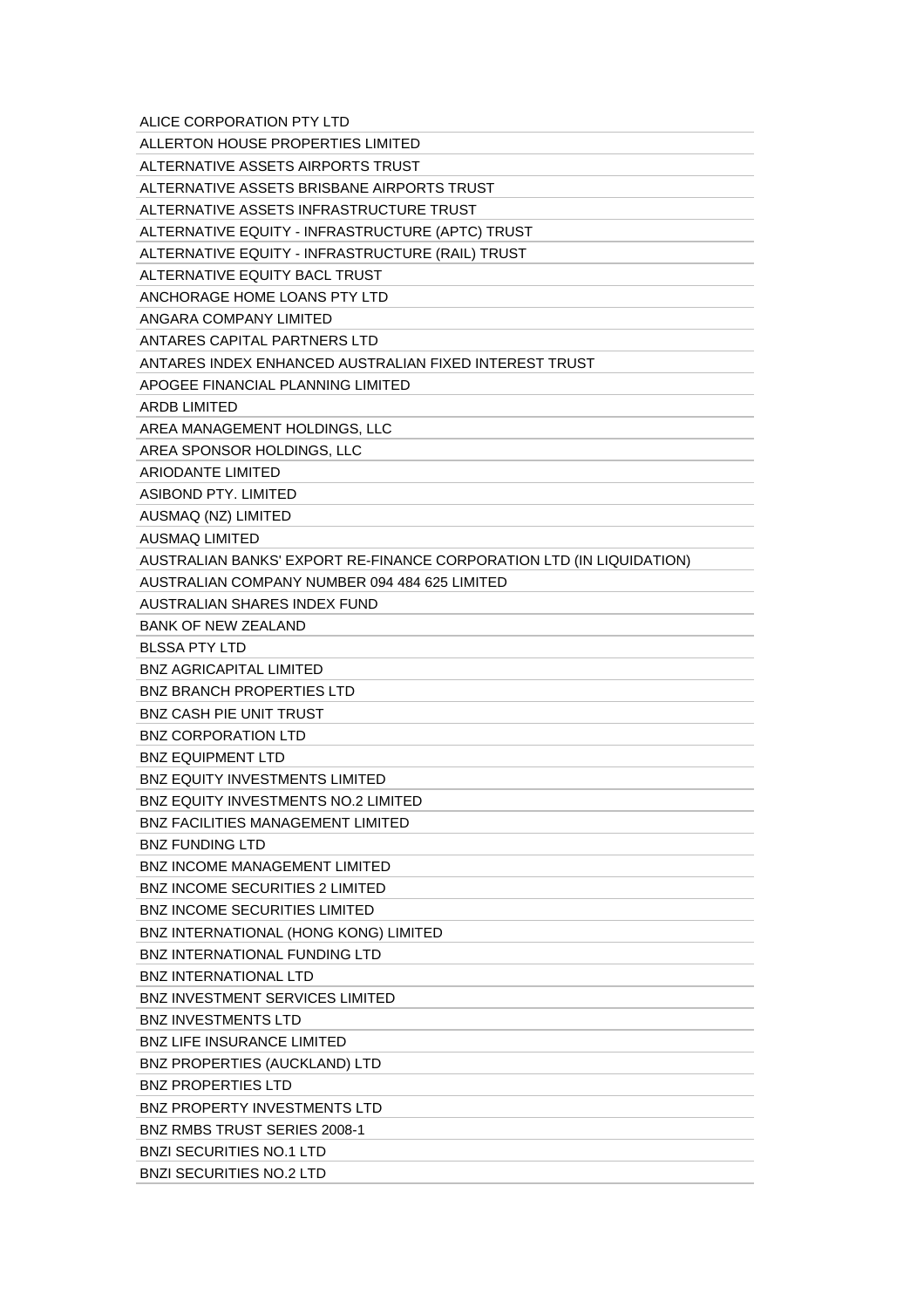ALICE CORPORATION PTY LTD
ALLERTON HOUSE PROPERTIES LIMITED
ALTERNATIVE ASSETS AIRPORTS TRUST
ALTERNATIVE ASSETS BRISBANE AIRPORTS TRUST
ALTERNATIVE ASSETS INFRASTRUCTURE TRUST
ALTERNATIVE EQUITY - INFRASTRUCTURE (APTC) TRUST
ALTERNATIVE EQUITY - INFRASTRUCTURE (RAIL) TRUST
ALTERNATIVE EQUITY BACL TRUST
ANCHORAGE HOME LOANS PTY LTD
ANGARA COMPANY LIMITED
ANTARES CAPITAL PARTNERS LTD
ANTARES INDEX ENHANCED AUSTRALIAN FIXED INTEREST TRUST
APOGEE FINANCIAL PLANNING LIMITED
ARDB LIMITED
AREA MANAGEMENT HOLDINGS, LLC
AREA SPONSOR HOLDINGS, LLC
ARIODANTE LIMITED
ASIBOND PTY. LIMITED
AUSMAQ (NZ) LIMITED
AUSMAQ LIMITED
AUSTRALIAN BANKS' EXPORT RE-FINANCE CORPORATION LTD (IN LIQUIDATION)
AUSTRALIAN COMPANY NUMBER 094 484 625 LIMITED
AUSTRALIAN SHARES INDEX FUND
BANK OF NEW ZEALAND
BLSSA PTY LTD
BNZ AGRICAPITAL LIMITED
BNZ BRANCH PROPERTIES LTD
BNZ CASH PIE UNIT TRUST
BNZ CORPORATION LTD
BNZ EQUIPMENT LTD
BNZ EQUITY INVESTMENTS LIMITED
BNZ EQUITY INVESTMENTS NO.2 LIMITED
BNZ FACILITIES MANAGEMENT LIMITED
BNZ FUNDING LTD
BNZ INCOME MANAGEMENT LIMITED
BNZ INCOME SECURITIES 2 LIMITED
BNZ INCOME SECURITIES LIMITED
BNZ INTERNATIONAL (HONG KONG) LIMITED
BNZ INTERNATIONAL FUNDING LTD
BNZ INTERNATIONAL LTD
BNZ INVESTMENT SERVICES LIMITED
BNZ INVESTMENTS LTD
BNZ LIFE INSURANCE LIMITED
BNZ PROPERTIES (AUCKLAND) LTD
BNZ PROPERTIES LTD
BNZ PROPERTY INVESTMENTS LTD
BNZ RMBS TRUST SERIES 2008-1
BNZI SECURITIES NO.1 LTD
BNZI SECURITIES NO.2 LTD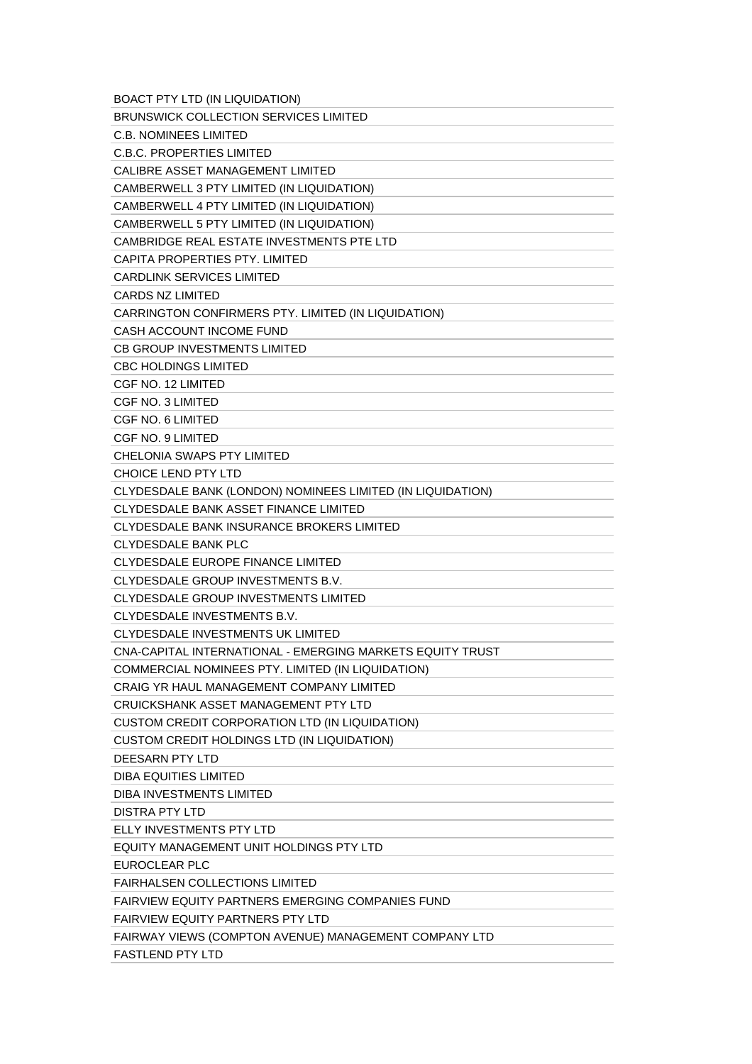BOACT PTY LTD (IN LIQUIDATION)

BRUNSWICK COLLECTION SERVICES LIMITED

C.B. NOMINEES LIMITED

C.B.C. PROPERTIES LIMITED

CALIBRE ASSET MANAGEMENT LIMITED

CAMBERWELL 3 PTY LIMITED (IN LIQUIDATION)

CAMBERWELL 4 PTY LIMITED (IN LIQUIDATION)

CAMBERWELL 5 PTY LIMITED (IN LIQUIDATION)

CAMBRIDGE REAL ESTATE INVESTMENTS PTE LTD

CAPITA PROPERTIES PTY. LIMITED

CARDLINK SERVICES LIMITED

CARDS NZ LIMITED

CARRINGTON CONFIRMERS PTY. LIMITED (IN LIQUIDATION)

CASH ACCOUNT INCOME FUND

CB GROUP INVESTMENTS LIMITED

CBC HOLDINGS LIMITED

CGF NO. 12 LIMITED

CGF NO. 3 LIMITED

CGF NO. 6 LIMITED

CGF NO. 9 LIMITED

CHELONIA SWAPS PTY LIMITED

CHOICE LEND PTY LTD

CLYDESDALE BANK (LONDON) NOMINEES LIMITED (IN LIQUIDATION)

CLYDESDALE BANK ASSET FINANCE LIMITED

CLYDESDALE BANK INSURANCE BROKERS LIMITED

CLYDESDALE BANK PLC

CLYDESDALE EUROPE FINANCE LIMITED

CLYDESDALE GROUP INVESTMENTS B.V.

CLYDESDALE GROUP INVESTMENTS LIMITED

CLYDESDALE INVESTMENTS B.V.

CLYDESDALE INVESTMENTS UK LIMITED

CNA-CAPITAL INTERNATIONAL - EMERGING MARKETS EQUITY TRUST

COMMERCIAL NOMINEES PTY. LIMITED (IN LIQUIDATION)

CRAIG YR HAUL MANAGEMENT COMPANY LIMITED

CRUICKSHANK ASSET MANAGEMENT PTY LTD

CUSTOM CREDIT CORPORATION LTD (IN LIQUIDATION)

CUSTOM CREDIT HOLDINGS LTD (IN LIQUIDATION)

DEESARN PTY LTD

DIBA EQUITIES LIMITED

DIBA INVESTMENTS LIMITED

DISTRA PTY LTD

ELLY INVESTMENTS PTY LTD

EQUITY MANAGEMENT UNIT HOLDINGS PTY LTD

EUROCLEAR PLC

FAIRHALSEN COLLECTIONS LIMITED

FAIRVIEW EQUITY PARTNERS EMERGING COMPANIES FUND

FAIRVIEW EQUITY PARTNERS PTY LTD

FAIRWAY VIEWS (COMPTON AVENUE) MANAGEMENT COMPANY LTD

FASTLEND PTY LTD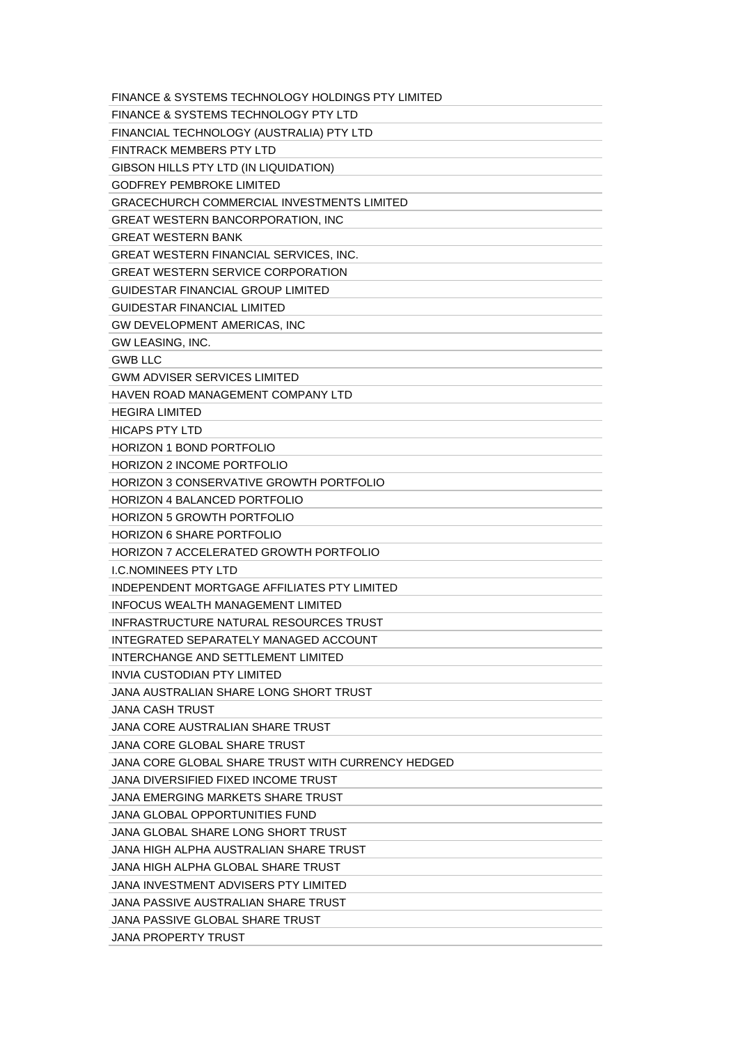FINANCE & SYSTEMS TECHNOLOGY HOLDINGS PTY LIMITED
FINANCE & SYSTEMS TECHNOLOGY PTY LTD
FINANCIAL TECHNOLOGY (AUSTRALIA) PTY LTD
FINTRACK MEMBERS PTY LTD
GIBSON HILLS PTY LTD (IN LIQUIDATION)
GODFREY PEMBROKE LIMITED
GRACECHURCH COMMERCIAL INVESTMENTS LIMITED
GREAT WESTERN BANCORPORATION, INC
GREAT WESTERN BANK
GREAT WESTERN FINANCIAL SERVICES, INC.
GREAT WESTERN SERVICE CORPORATION
GUIDESTAR FINANCIAL GROUP LIMITED
GUIDESTAR FINANCIAL LIMITED
GW DEVELOPMENT AMERICAS, INC
GW LEASING, INC.
GWB LLC
GWM ADVISER SERVICES LIMITED
HAVEN ROAD MANAGEMENT COMPANY LTD
HEGIRA LIMITED
HICAPS PTY LTD
HORIZON 1 BOND PORTFOLIO
HORIZON 2 INCOME PORTFOLIO
HORIZON 3 CONSERVATIVE GROWTH PORTFOLIO
HORIZON 4 BALANCED PORTFOLIO
HORIZON 5 GROWTH PORTFOLIO
HORIZON 6 SHARE PORTFOLIO
HORIZON 7 ACCELERATED GROWTH PORTFOLIO
I.C.NOMINEES PTY LTD
INDEPENDENT MORTGAGE AFFILIATES PTY LIMITED
INFOCUS WEALTH MANAGEMENT LIMITED
INFRASTRUCTURE NATURAL RESOURCES TRUST
INTEGRATED SEPARATELY MANAGED ACCOUNT
INTERCHANGE AND SETTLEMENT LIMITED
INVIA CUSTODIAN PTY LIMITED
JANA AUSTRALIAN SHARE LONG SHORT TRUST
JANA CASH TRUST
JANA CORE AUSTRALIAN SHARE TRUST
JANA CORE GLOBAL SHARE TRUST
JANA CORE GLOBAL SHARE TRUST WITH CURRENCY HEDGED
JANA DIVERSIFIED FIXED INCOME TRUST
JANA EMERGING MARKETS SHARE TRUST
JANA GLOBAL OPPORTUNITIES FUND
JANA GLOBAL SHARE LONG SHORT TRUST
JANA HIGH ALPHA AUSTRALIAN SHARE TRUST
JANA HIGH ALPHA GLOBAL SHARE TRUST
JANA INVESTMENT ADVISERS PTY LIMITED
JANA PASSIVE AUSTRALIAN SHARE TRUST
JANA PASSIVE GLOBAL SHARE TRUST
JANA PROPERTY TRUST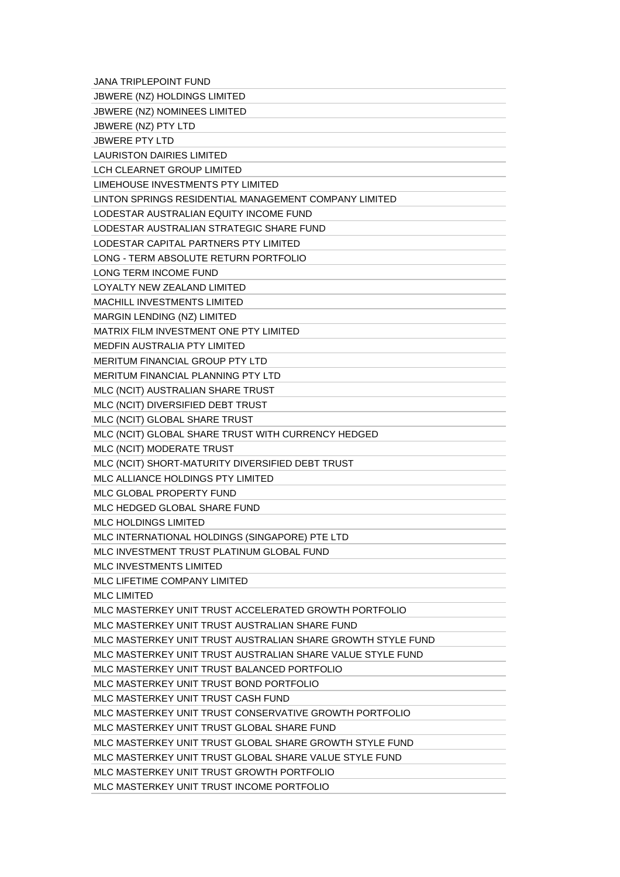JANA TRIPLEPOINT FUND
JBWERE (NZ) HOLDINGS LIMITED
JBWERE (NZ) NOMINEES LIMITED
JBWERE (NZ) PTY LTD
JBWERE PTY LTD
LAURISTON DAIRIES LIMITED
LCH CLEARNET GROUP LIMITED
LIMEHOUSE INVESTMENTS PTY LIMITED
LINTON SPRINGS RESIDENTIAL MANAGEMENT COMPANY LIMITED
LODESTAR AUSTRALIAN EQUITY INCOME FUND
LODESTAR AUSTRALIAN STRATEGIC SHARE FUND
LODESTAR CAPITAL PARTNERS PTY LIMITED
LONG - TERM ABSOLUTE RETURN PORTFOLIO
LONG TERM INCOME FUND
LOYALTY NEW ZEALAND LIMITED
MACHILL INVESTMENTS LIMITED
MARGIN LENDING (NZ) LIMITED
MATRIX FILM INVESTMENT ONE PTY LIMITED
MEDFIN AUSTRALIA PTY LIMITED
MERITUM FINANCIAL GROUP PTY LTD
MERITUM FINANCIAL PLANNING PTY LTD
MLC (NCIT) AUSTRALIAN SHARE TRUST
MLC (NCIT) DIVERSIFIED DEBT TRUST
MLC (NCIT) GLOBAL SHARE TRUST
MLC (NCIT) GLOBAL SHARE TRUST WITH CURRENCY HEDGED
MLC (NCIT) MODERATE TRUST
MLC (NCIT) SHORT-MATURITY DIVERSIFIED DEBT TRUST
MLC ALLIANCE HOLDINGS PTY LIMITED
MLC GLOBAL PROPERTY FUND
MLC HEDGED GLOBAL SHARE FUND
MLC HOLDINGS LIMITED
MLC INTERNATIONAL HOLDINGS (SINGAPORE) PTE LTD
MLC INVESTMENT TRUST PLATINUM GLOBAL FUND
MLC INVESTMENTS LIMITED
MLC LIFETIME COMPANY LIMITED
MLC LIMITED
MLC MASTERKEY UNIT TRUST ACCELERATED GROWTH PORTFOLIO
MLC MASTERKEY UNIT TRUST AUSTRALIAN SHARE FUND
MLC MASTERKEY UNIT TRUST AUSTRALIAN SHARE GROWTH STYLE FUND
MLC MASTERKEY UNIT TRUST AUSTRALIAN SHARE VALUE STYLE FUND
MLC MASTERKEY UNIT TRUST BALANCED PORTFOLIO
MLC MASTERKEY UNIT TRUST BOND PORTFOLIO
MLC MASTERKEY UNIT TRUST CASH FUND
MLC MASTERKEY UNIT TRUST CONSERVATIVE GROWTH PORTFOLIO
MLC MASTERKEY UNIT TRUST GLOBAL SHARE FUND
MLC MASTERKEY UNIT TRUST GLOBAL SHARE GROWTH STYLE FUND
MLC MASTERKEY UNIT TRUST GLOBAL SHARE VALUE STYLE FUND
MLC MASTERKEY UNIT TRUST GROWTH PORTFOLIO
MLC MASTERKEY UNIT TRUST INCOME PORTFOLIO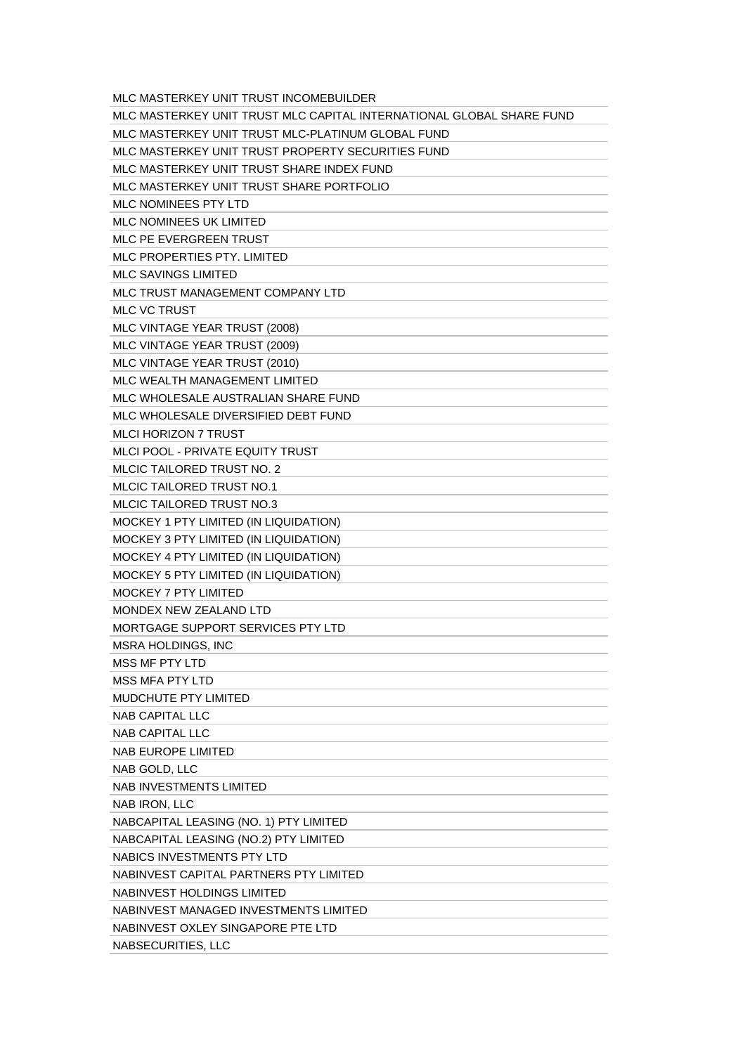MLC MASTERKEY UNIT TRUST INCOMEBUILDER

MLC MASTERKEY UNIT TRUST MLC CAPITAL INTERNATIONAL GLOBAL SHARE FUND

MLC MASTERKEY UNIT TRUST MLC-PLATINUM GLOBAL FUND

MLC MASTERKEY UNIT TRUST PROPERTY SECURITIES FUND

MLC MASTERKEY UNIT TRUST SHARE INDEX FUND

MLC MASTERKEY UNIT TRUST SHARE PORTFOLIO

MLC NOMINEES PTY LTD

MLC NOMINEES UK LIMITED

MLC PE EVERGREEN TRUST

MLC PROPERTIES PTY. LIMITED

MLC SAVINGS LIMITED

MLC TRUST MANAGEMENT COMPANY LTD

MLC VC TRUST

MLC VINTAGE YEAR TRUST (2008)

MLC VINTAGE YEAR TRUST (2009)

MLC VINTAGE YEAR TRUST (2010)

MLC WEALTH MANAGEMENT LIMITED

MLC WHOLESALE AUSTRALIAN SHARE FUND

MLC WHOLESALE DIVERSIFIED DEBT FUND

MLCI HORIZON 7 TRUST

MLCI POOL - PRIVATE EQUITY TRUST

MLCIC TAILORED TRUST NO. 2

MLCIC TAILORED TRUST NO.1

MLCIC TAILORED TRUST NO.3

MOCKEY 1 PTY LIMITED (IN LIQUIDATION)

MOCKEY 3 PTY LIMITED (IN LIQUIDATION)

MOCKEY 4 PTY LIMITED (IN LIQUIDATION)

MOCKEY 5 PTY LIMITED (IN LIQUIDATION)

MOCKEY 7 PTY LIMITED

MONDEX NEW ZEALAND LTD

MORTGAGE SUPPORT SERVICES PTY LTD

MSRA HOLDINGS, INC

MSS MF PTY LTD

MSS MFA PTY LTD

MUDCHUTE PTY LIMITED

NAB CAPITAL LLC

NAB CAPITAL LLC

NAB EUROPE LIMITED

NAB GOLD, LLC

NAB INVESTMENTS LIMITED

NAB IRON, LLC

NABCAPITAL LEASING (NO. 1) PTY LIMITED

NABCAPITAL LEASING (NO.2) PTY LIMITED

NABICS INVESTMENTS PTY LTD

NABINVEST CAPITAL PARTNERS PTY LIMITED

NABINVEST HOLDINGS LIMITED

NABINVEST MANAGED INVESTMENTS LIMITED

NABINVEST OXLEY SINGAPORE PTE LTD

NABSECURITIES, LLC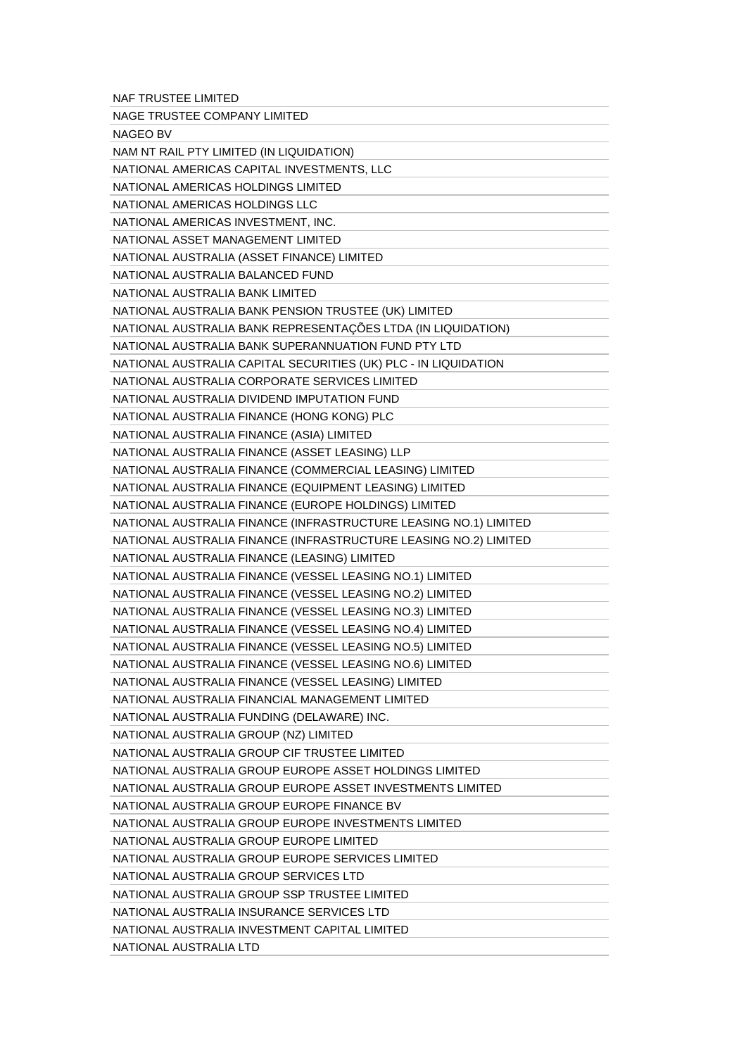NAF TRUSTEE LIMITED
NAGE TRUSTEE COMPANY LIMITED
NAGEO BV
NAM NT RAIL PTY LIMITED (IN LIQUIDATION)
NATIONAL AMERICAS CAPITAL INVESTMENTS, LLC
NATIONAL AMERICAS HOLDINGS LIMITED
NATIONAL AMERICAS HOLDINGS LLC
NATIONAL AMERICAS INVESTMENT, INC.
NATIONAL ASSET MANAGEMENT LIMITED
NATIONAL AUSTRALIA (ASSET FINANCE) LIMITED
NATIONAL AUSTRALIA BALANCED FUND
NATIONAL AUSTRALIA BANK LIMITED
NATIONAL AUSTRALIA BANK PENSION TRUSTEE (UK) LIMITED
NATIONAL AUSTRALIA BANK REPRESENTAÇÕES LTDA (IN LIQUIDATION)
NATIONAL AUSTRALIA BANK SUPERANNUATION FUND PTY LTD
NATIONAL AUSTRALIA CAPITAL SECURITIES (UK) PLC - IN LIQUIDATION
NATIONAL AUSTRALIA CORPORATE SERVICES LIMITED
NATIONAL AUSTRALIA DIVIDEND IMPUTATION FUND
NATIONAL AUSTRALIA FINANCE (HONG KONG) PLC
NATIONAL AUSTRALIA FINANCE (ASIA) LIMITED
NATIONAL AUSTRALIA FINANCE (ASSET LEASING) LLP
NATIONAL AUSTRALIA FINANCE (COMMERCIAL LEASING) LIMITED
NATIONAL AUSTRALIA FINANCE (EQUIPMENT LEASING) LIMITED
NATIONAL AUSTRALIA FINANCE (EUROPE HOLDINGS) LIMITED
NATIONAL AUSTRALIA FINANCE (INFRASTRUCTURE LEASING NO.1) LIMITED
NATIONAL AUSTRALIA FINANCE (INFRASTRUCTURE LEASING NO.2) LIMITED
NATIONAL AUSTRALIA FINANCE (LEASING) LIMITED
NATIONAL AUSTRALIA FINANCE (VESSEL LEASING NO.1) LIMITED
NATIONAL AUSTRALIA FINANCE (VESSEL LEASING NO.2) LIMITED
NATIONAL AUSTRALIA FINANCE (VESSEL LEASING NO.3) LIMITED
NATIONAL AUSTRALIA FINANCE (VESSEL LEASING NO.4) LIMITED
NATIONAL AUSTRALIA FINANCE (VESSEL LEASING NO.5) LIMITED
NATIONAL AUSTRALIA FINANCE (VESSEL LEASING NO.6) LIMITED
NATIONAL AUSTRALIA FINANCE (VESSEL LEASING) LIMITED
NATIONAL AUSTRALIA FINANCIAL MANAGEMENT LIMITED
NATIONAL AUSTRALIA FUNDING (DELAWARE) INC.
NATIONAL AUSTRALIA GROUP (NZ) LIMITED
NATIONAL AUSTRALIA GROUP CIF TRUSTEE LIMITED
NATIONAL AUSTRALIA GROUP EUROPE ASSET HOLDINGS LIMITED
NATIONAL AUSTRALIA GROUP EUROPE ASSET INVESTMENTS LIMITED
NATIONAL AUSTRALIA GROUP EUROPE FINANCE BV
NATIONAL AUSTRALIA GROUP EUROPE INVESTMENTS LIMITED
NATIONAL AUSTRALIA GROUP EUROPE LIMITED
NATIONAL AUSTRALIA GROUP EUROPE SERVICES LIMITED
NATIONAL AUSTRALIA GROUP SERVICES LTD
NATIONAL AUSTRALIA GROUP SSP TRUSTEE LIMITED
NATIONAL AUSTRALIA INSURANCE SERVICES LTD
NATIONAL AUSTRALIA INVESTMENT CAPITAL LIMITED
NATIONAL AUSTRALIA LTD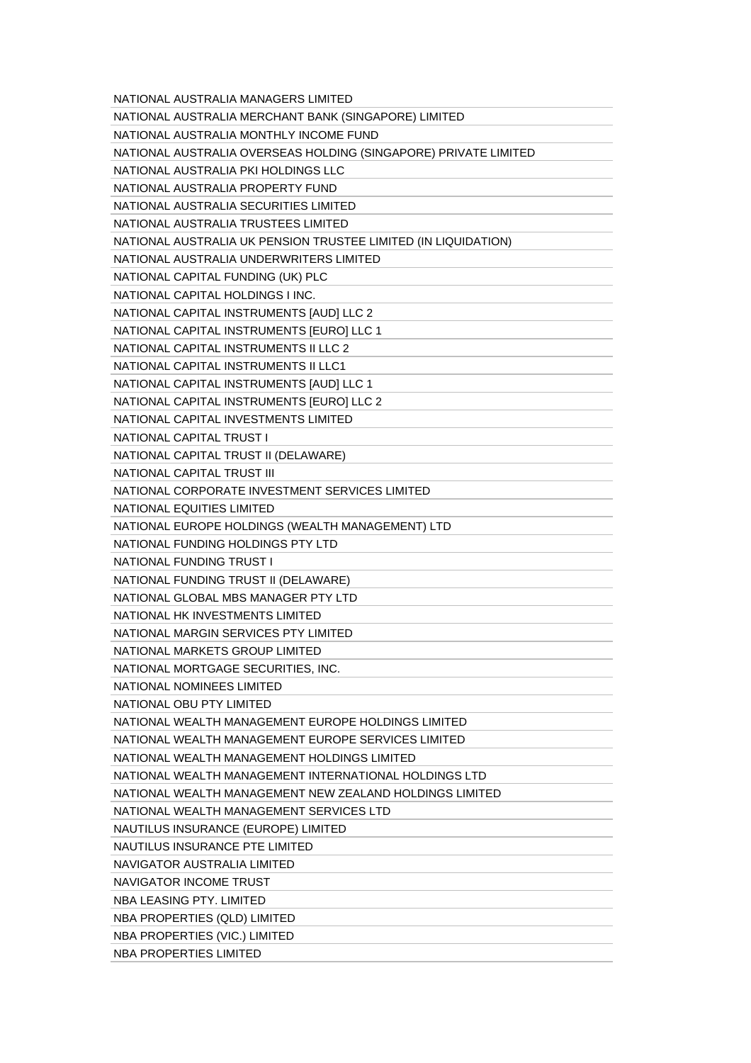NATIONAL AUSTRALIA MANAGERS LIMITED

NATIONAL AUSTRALIA MERCHANT BANK (SINGAPORE) LIMITED

NATIONAL AUSTRALIA MONTHLY INCOME FUND

NATIONAL AUSTRALIA OVERSEAS HOLDING (SINGAPORE) PRIVATE LIMITED

NATIONAL AUSTRALIA PKI HOLDINGS LLC

NATIONAL AUSTRALIA PROPERTY FUND

NATIONAL AUSTRALIA SECURITIES LIMITED

NATIONAL AUSTRALIA TRUSTEES LIMITED

NATIONAL AUSTRALIA UK PENSION TRUSTEE LIMITED (IN LIQUIDATION)

NATIONAL AUSTRALIA UNDERWRITERS LIMITED

NATIONAL CAPITAL FUNDING (UK) PLC

NATIONAL CAPITAL HOLDINGS I INC.

NATIONAL CAPITAL INSTRUMENTS [AUD] LLC 2

NATIONAL CAPITAL INSTRUMENTS [EURO] LLC 1

NATIONAL CAPITAL INSTRUMENTS II LLC 2

NATIONAL CAPITAL INSTRUMENTS II LLC1

NATIONAL CAPITAL INSTRUMENTS [AUD] LLC 1

NATIONAL CAPITAL INSTRUMENTS [EURO] LLC 2

NATIONAL CAPITAL INVESTMENTS LIMITED

NATIONAL CAPITAL TRUST I

NATIONAL CAPITAL TRUST II (DELAWARE)

NATIONAL CAPITAL TRUST III

NATIONAL CORPORATE INVESTMENT SERVICES LIMITED

NATIONAL EQUITIES LIMITED

NATIONAL EUROPE HOLDINGS (WEALTH MANAGEMENT) LTD

NATIONAL FUNDING HOLDINGS PTY LTD

NATIONAL FUNDING TRUST I

NATIONAL FUNDING TRUST II (DELAWARE)

NATIONAL GLOBAL MBS MANAGER PTY LTD

NATIONAL HK INVESTMENTS LIMITED

NATIONAL MARGIN SERVICES PTY LIMITED

NATIONAL MARKETS GROUP LIMITED

NATIONAL MORTGAGE SECURITIES, INC.

NATIONAL NOMINEES LIMITED

NATIONAL OBU PTY LIMITED

NATIONAL WEALTH MANAGEMENT EUROPE HOLDINGS LIMITED

NATIONAL WEALTH MANAGEMENT EUROPE SERVICES LIMITED

NATIONAL WEALTH MANAGEMENT HOLDINGS LIMITED

NATIONAL WEALTH MANAGEMENT INTERNATIONAL HOLDINGS LTD

NATIONAL WEALTH MANAGEMENT NEW ZEALAND HOLDINGS LIMITED

NATIONAL WEALTH MANAGEMENT SERVICES LTD

NAUTILUS INSURANCE (EUROPE) LIMITED

NAUTILUS INSURANCE PTE LIMITED

NAVIGATOR AUSTRALIA LIMITED

NAVIGATOR INCOME TRUST

NBA LEASING PTY. LIMITED

NBA PROPERTIES (QLD) LIMITED

NBA PROPERTIES (VIC.) LIMITED

NBA PROPERTIES LIMITED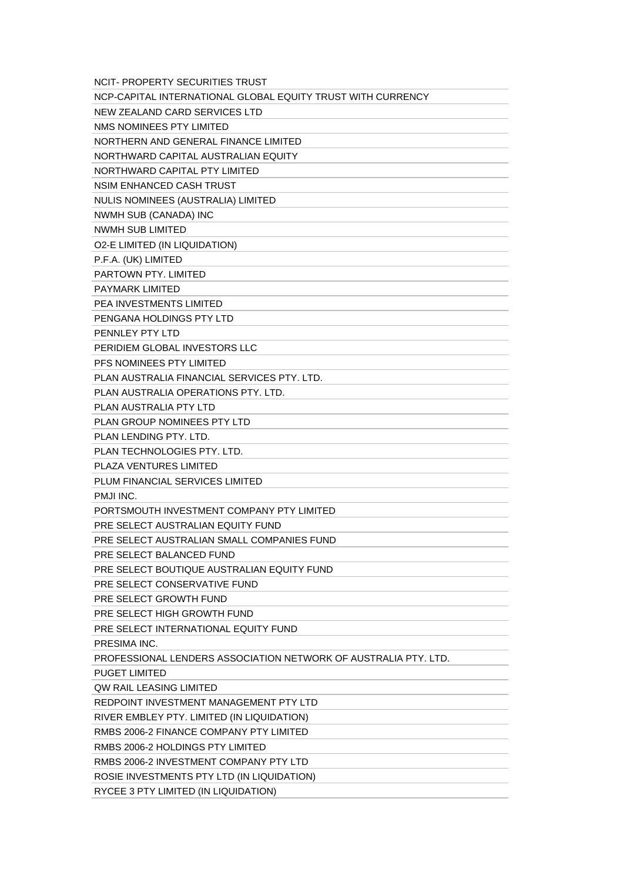NCIT- PROPERTY SECURITIES TRUST

NCP-CAPITAL INTERNATIONAL GLOBAL EQUITY TRUST WITH CURRENCY

NEW ZEALAND CARD SERVICES LTD

NMS NOMINEES PTY LIMITED

NORTHERN AND GENERAL FINANCE LIMITED

NORTHWARD CAPITAL AUSTRALIAN EQUITY

NORTHWARD CAPITAL PTY LIMITED

NSIM ENHANCED CASH TRUST

NULIS NOMINEES (AUSTRALIA) LIMITED

NWMH SUB (CANADA) INC

NWMH SUB LIMITED

O2-E LIMITED (IN LIQUIDATION)

P.F.A. (UK) LIMITED

PARTOWN PTY. LIMITED

PAYMARK LIMITED

PEA INVESTMENTS LIMITED

PENGANA HOLDINGS PTY LTD

PENNLEY PTY LTD

PERIDIEM GLOBAL INVESTORS LLC

PFS NOMINEES PTY LIMITED

PLAN AUSTRALIA FINANCIAL SERVICES PTY. LTD.

PLAN AUSTRALIA OPERATIONS PTY. LTD.

PLAN AUSTRALIA PTY LTD

PLAN GROUP NOMINEES PTY LTD

PLAN LENDING PTY. LTD.

PLAN TECHNOLOGIES PTY. LTD.

PLAZA VENTURES LIMITED

PLUM FINANCIAL SERVICES LIMITED

PMJI INC.

PORTSMOUTH INVESTMENT COMPANY PTY LIMITED

PRE SELECT AUSTRALIAN EQUITY FUND

PRE SELECT AUSTRALIAN SMALL COMPANIES FUND

PRE SELECT BALANCED FUND

PRE SELECT BOUTIQUE AUSTRALIAN EQUITY FUND

PRE SELECT CONSERVATIVE FUND

PRE SELECT GROWTH FUND

PRE SELECT HIGH GROWTH FUND

PRE SELECT INTERNATIONAL EQUITY FUND

PRESIMA INC.

PROFESSIONAL LENDERS ASSOCIATION NETWORK OF AUSTRALIA PTY. LTD.

PUGET LIMITED

QW RAIL LEASING LIMITED

REDPOINT INVESTMENT MANAGEMENT PTY LTD

RIVER EMBLEY PTY. LIMITED (IN LIQUIDATION)

RMBS 2006-2 FINANCE COMPANY PTY LIMITED

RMBS 2006-2 HOLDINGS PTY LIMITED

RMBS 2006-2 INVESTMENT COMPANY PTY LTD

ROSIE INVESTMENTS PTY LTD (IN LIQUIDATION)

RYCEE 3 PTY LIMITED (IN LIQUIDATION)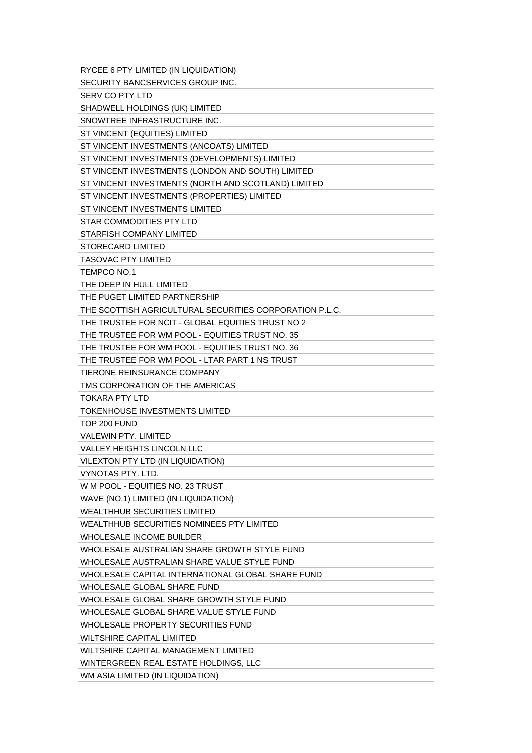RYCEE 6 PTY LIMITED (IN LIQUIDATION)

SECURITY BANCSERVICES GROUP INC.

SERV CO PTY LTD

SHADWELL HOLDINGS (UK) LIMITED

SNOWTREE INFRASTRUCTURE INC.

ST VINCENT (EQUITIES) LIMITED

ST VINCENT INVESTMENTS (ANCOATS) LIMITED

ST VINCENT INVESTMENTS (DEVELOPMENTS) LIMITED

ST VINCENT INVESTMENTS (LONDON AND SOUTH) LIMITED

ST VINCENT INVESTMENTS (NORTH AND SCOTLAND) LIMITED

ST VINCENT INVESTMENTS (PROPERTIES) LIMITED

ST VINCENT INVESTMENTS LIMITED

STAR COMMODITIES PTY LTD

STARFISH COMPANY LIMITED

STORECARD LIMITED

TASOVAC PTY LIMITED

TEMPCO NO.1

THE DEEP IN HULL LIMITED

THE PUGET LIMITED PARTNERSHIP

THE SCOTTISH AGRICULTURAL SECURITIES CORPORATION P.L.C.

THE TRUSTEE FOR NCIT - GLOBAL EQUITIES TRUST NO 2

THE TRUSTEE FOR WM POOL - EQUITIES TRUST NO. 35

THE TRUSTEE FOR WM POOL - EQUITIES TRUST NO. 36

THE TRUSTEE FOR WM POOL - LTAR PART 1 NS TRUST

TIERONE REINSURANCE COMPANY

TMS CORPORATION OF THE AMERICAS

TOKARA PTY LTD

TOKENHOUSE INVESTMENTS LIMITED

TOP 200 FUND

VALEWIN PTY. LIMITED

VALLEY HEIGHTS LINCOLN LLC

VILEXTON PTY LTD (IN LIQUIDATION)

VYNOTAS PTY. LTD.

W M POOL - EQUITIES NO. 23 TRUST

WAVE (NO.1) LIMITED (IN LIQUIDATION)

WEALTHHUB SECURITIES LIMITED

WEALTHHUB SECURITIES NOMINEES PTY LIMITED

WHOLESALE INCOME BUILDER

WHOLESALE AUSTRALIAN SHARE GROWTH STYLE FUND

WHOLESALE AUSTRALIAN SHARE VALUE STYLE FUND

WHOLESALE CAPITAL INTERNATIONAL GLOBAL SHARE FUND

WHOLESALE GLOBAL SHARE FUND

WHOLESALE GLOBAL SHARE GROWTH STYLE FUND

WHOLESALE GLOBAL SHARE VALUE STYLE FUND

WHOLESALE PROPERTY SECURITIES FUND

WILTSHIRE CAPITAL LIMIITED

WILTSHIRE CAPITAL MANAGEMENT LIMITED

WINTERGREEN REAL ESTATE HOLDINGS, LLC

WM ASIA LIMITED (IN LIQUIDATION)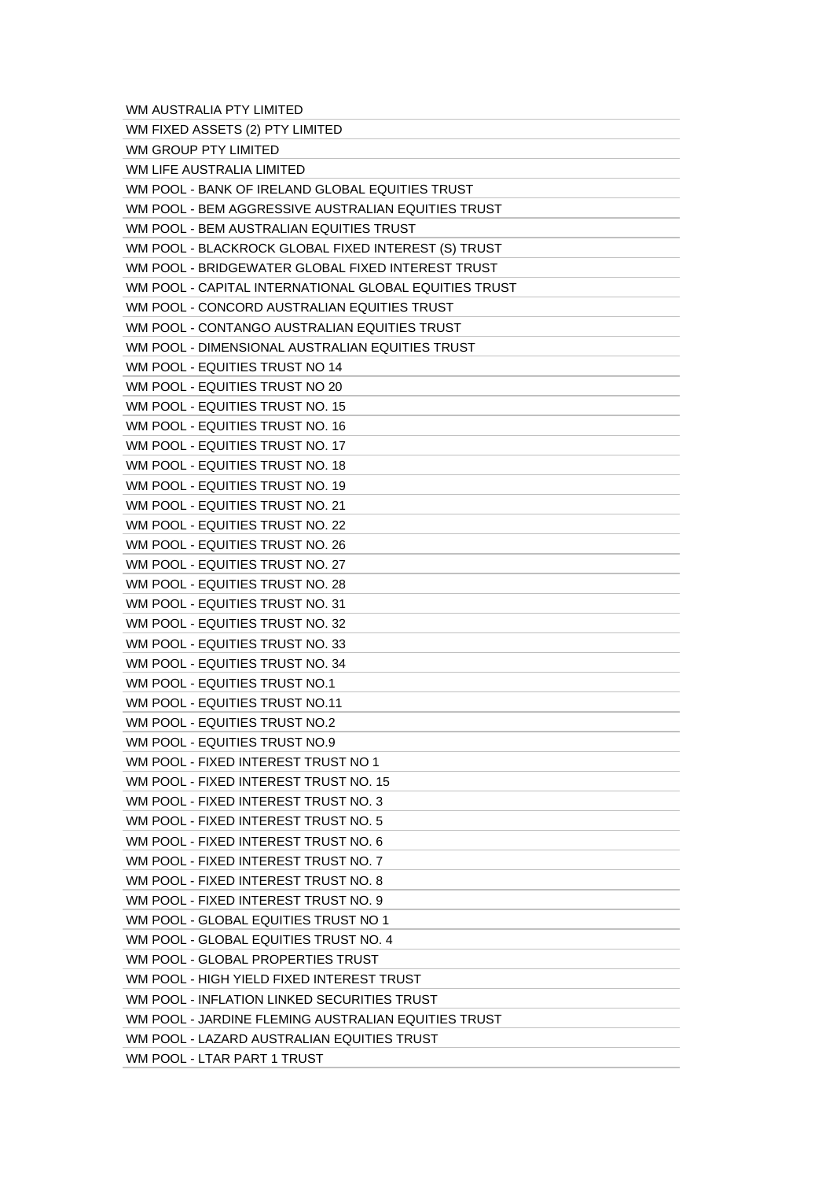WM AUSTRALIA PTY LIMITED
WM FIXED ASSETS (2) PTY LIMITED
WM GROUP PTY LIMITED
WM LIFE AUSTRALIA LIMITED
WM POOL - BANK OF IRELAND GLOBAL EQUITIES TRUST
WM POOL - BEM AGGRESSIVE AUSTRALIAN EQUITIES TRUST
WM POOL - BEM AUSTRALIAN EQUITIES TRUST
WM POOL - BLACKROCK GLOBAL FIXED INTEREST (S) TRUST
WM POOL - BRIDGEWATER GLOBAL FIXED INTEREST TRUST
WM POOL - CAPITAL INTERNATIONAL GLOBAL EQUITIES TRUST
WM POOL - CONCORD AUSTRALIAN EQUITIES TRUST
WM POOL - CONTANGO AUSTRALIAN EQUITIES TRUST
WM POOL - DIMENSIONAL AUSTRALIAN EQUITIES TRUST
WM POOL - EQUITIES TRUST NO 14
WM POOL - EQUITIES TRUST NO 20
WM POOL - EQUITIES TRUST NO. 15
WM POOL - EQUITIES TRUST NO. 16
WM POOL - EQUITIES TRUST NO. 17
WM POOL - EQUITIES TRUST NO. 18
WM POOL - EQUITIES TRUST NO. 19
WM POOL - EQUITIES TRUST NO. 21
WM POOL - EQUITIES TRUST NO. 22
WM POOL - EQUITIES TRUST NO. 26
WM POOL - EQUITIES TRUST NO. 27
WM POOL - EQUITIES TRUST NO. 28
WM POOL - EQUITIES TRUST NO. 31
WM POOL - EQUITIES TRUST NO. 32
WM POOL - EQUITIES TRUST NO. 33
WM POOL - EQUITIES TRUST NO. 34
WM POOL - EQUITIES TRUST NO.1
WM POOL - EQUITIES TRUST NO.11
WM POOL - EQUITIES TRUST NO.2
WM POOL - EQUITIES TRUST NO.9
WM POOL - FIXED INTEREST TRUST NO 1
WM POOL - FIXED INTEREST TRUST NO. 15
WM POOL - FIXED INTEREST TRUST NO. 3
WM POOL - FIXED INTEREST TRUST NO. 5
WM POOL - FIXED INTEREST TRUST NO. 6
WM POOL - FIXED INTEREST TRUST NO. 7
WM POOL - FIXED INTEREST TRUST NO. 8
WM POOL - FIXED INTEREST TRUST NO. 9
WM POOL - GLOBAL EQUITIES TRUST NO 1
WM POOL - GLOBAL EQUITIES TRUST NO. 4
WM POOL - GLOBAL PROPERTIES TRUST
WM POOL - HIGH YIELD FIXED INTEREST TRUST
WM POOL - INFLATION LINKED SECURITIES TRUST
WM POOL - JARDINE FLEMING AUSTRALIAN EQUITIES TRUST
WM POOL - LAZARD AUSTRALIAN EQUITIES TRUST
WM POOL - LTAR PART 1 TRUST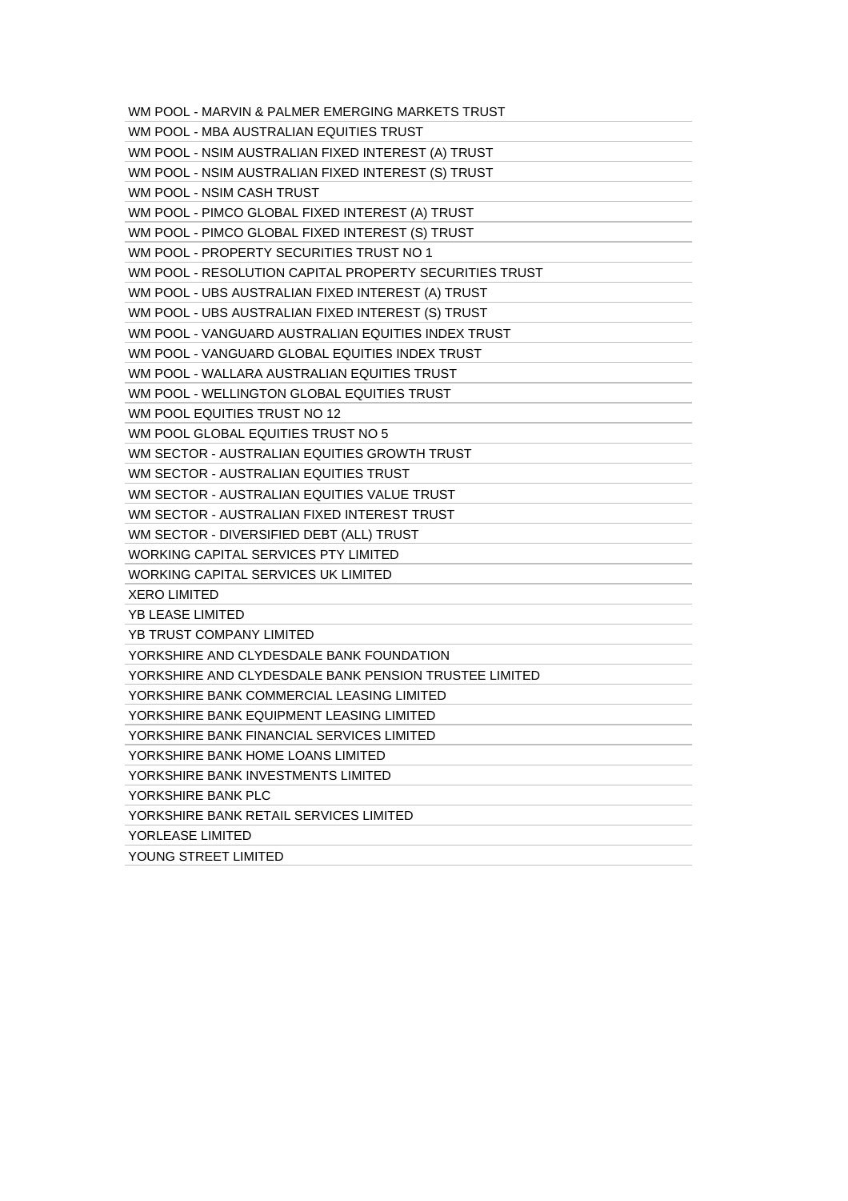| |
|---|
| WM POOL - MARVIN & PALMER EMERGING MARKETS TRUST |
| WM POOL - MBA AUSTRALIAN EQUITIES TRUST |
| WM POOL - NSIM AUSTRALIAN FIXED INTEREST (A) TRUST |
| WM POOL - NSIM AUSTRALIAN FIXED INTEREST (S) TRUST |
| WM POOL - NSIM CASH TRUST |
| WM POOL - PIMCO GLOBAL FIXED INTEREST (A) TRUST |
| WM POOL - PIMCO GLOBAL FIXED INTEREST (S) TRUST |
| WM POOL - PROPERTY SECURITIES TRUST NO 1 |
| WM POOL - RESOLUTION CAPITAL PROPERTY SECURITIES TRUST |
| WM POOL - UBS AUSTRALIAN FIXED INTEREST (A) TRUST |
| WM POOL - UBS AUSTRALIAN FIXED INTEREST (S) TRUST |
| WM POOL - VANGUARD AUSTRALIAN EQUITIES INDEX TRUST |
| WM POOL - VANGUARD GLOBAL EQUITIES INDEX TRUST |
| WM POOL - WALLARA AUSTRALIAN EQUITIES TRUST |
| WM POOL - WELLINGTON GLOBAL EQUITIES TRUST |
| WM POOL EQUITIES TRUST NO 12 |
| WM POOL GLOBAL EQUITIES TRUST NO 5 |
| WM SECTOR - AUSTRALIAN EQUITIES GROWTH TRUST |
| WM SECTOR - AUSTRALIAN EQUITIES TRUST |
| WM SECTOR - AUSTRALIAN EQUITIES VALUE TRUST |
| WM SECTOR - AUSTRALIAN FIXED INTEREST TRUST |
| WM SECTOR - DIVERSIFIED DEBT (ALL) TRUST |
| WORKING CAPITAL SERVICES PTY LIMITED |
| WORKING CAPITAL SERVICES UK LIMITED |
| XERO LIMITED |
| YB LEASE LIMITED |
| YB TRUST COMPANY LIMITED |
| YORKSHIRE AND CLYDESDALE BANK FOUNDATION |
| YORKSHIRE AND CLYDESDALE BANK PENSION TRUSTEE LIMITED |
| YORKSHIRE BANK COMMERCIAL LEASING LIMITED |
| YORKSHIRE BANK EQUIPMENT LEASING LIMITED |
| YORKSHIRE BANK FINANCIAL SERVICES LIMITED |
| YORKSHIRE BANK HOME LOANS LIMITED |
| YORKSHIRE BANK INVESTMENTS LIMITED |
| YORKSHIRE BANK PLC |
| YORKSHIRE BANK RETAIL SERVICES LIMITED |
| YORLEASE LIMITED |
| YOUNG STREET LIMITED |